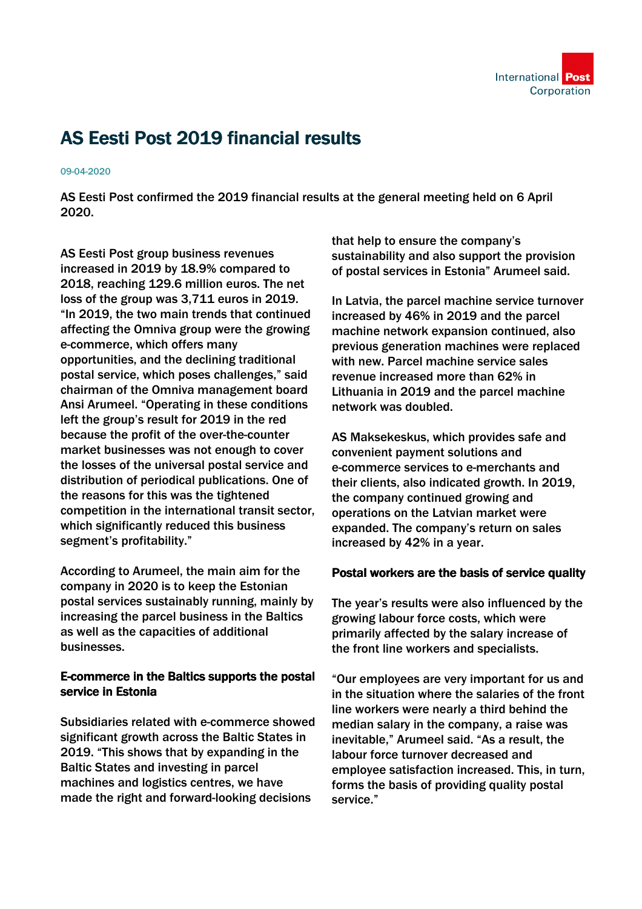# AS Eesti Post 2019 financial results

09-04-2020

AS Eesti Post confirmed the 2019 financial results at the general meeting held on 6 April 2020.

AS Eesti Post group business revenues increased in 2019 by 18.9% compared to 2018, reaching 129.6 million euros. The net loss of the group was 3,711 euros in 2019. “In 2019, the two main trends that continued affecting the Omniva group were the growing e-commerce, which offers many opportunities, and the declining traditional postal service, which poses challenges,” said chairman of the Omniva management board Ansi Arumeel. “Operating in these conditions left the group’s result for 2019 in the red because the profit of the over-the-counter market businesses was not enough to cover the losses of the universal postal service and distribution of periodical publications. One of the reasons for this was the tightened competition in the international transit sector, which significantly reduced this business segment’s profitability.”

According to Arumeel, the main aim for the company in 2020 is to keep the Estonian postal services sustainably running, mainly by increasing the parcel business in the Baltics as well as the capacities of additional businesses.

## E-commerce in the Baltics supports the postal service in Estonia

Subsidiaries related with e-commerce showed significant growth across the Baltic States in 2019. “This shows that by expanding in the Baltic States and investing in parcel machines and logistics centres, we have made the right and forward-looking decisions that help to ensure the company’s sustainability and also support the provision of postal services in Estonia” Arumeel said.

In Latvia, the parcel machine service turnover increased by 46% in 2019 and the parcel machine network expansion continued, also previous generation machines were replaced with new. Parcel machine service sales revenue increased more than 62% in Lithuania in 2019 and the parcel machine network was doubled.

AS Maksekeskus, which provides safe and convenient payment solutions and e-commerce services to e-merchants and their clients, also indicated growth. In 2019, the company continued growing and operations on the Latvian market were expanded. The company’s return on sales increased by 42% in a year.

## Postal workers are the basis of service quality

The year’s results were also influenced by the growing labour force costs, which were primarily affected by the salary increase of the front line workers and specialists.

“Our employees are very important for us and in the situation where the salaries of the front line workers were nearly a third behind the median salary in the company, a raise was inevitable,” Arumeel said. “As a result, the labour force turnover decreased and employee satisfaction increased. This, in turn, forms the basis of providing quality postal service.”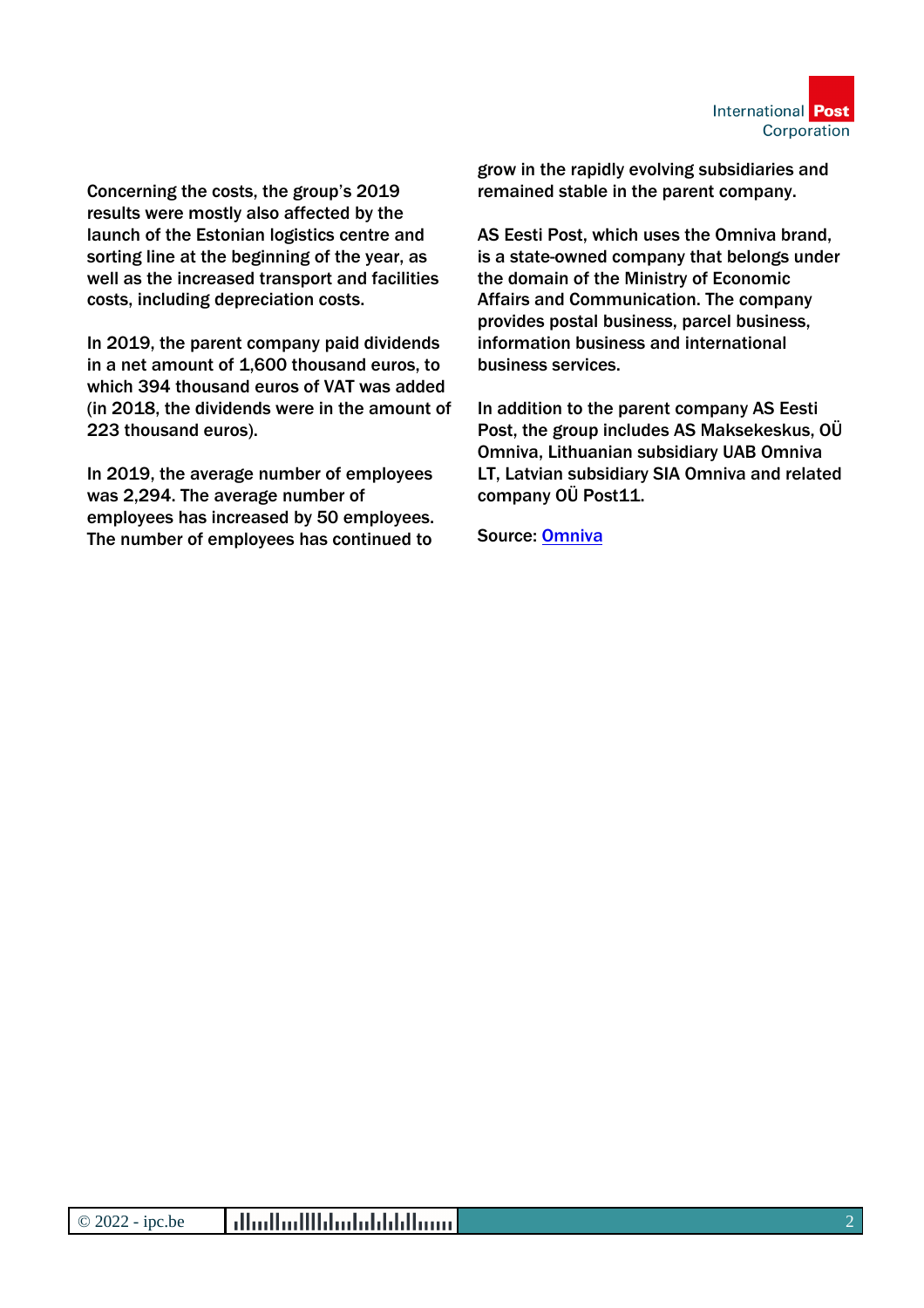Concerning the costs, the group's 2019 results were mostly also affected by the launch of the Estonian logistics centre and sorting line at the beginning of the year, as well as the increased transport and facilities costs, including depreciation costs.

In 2019, the parent company paid dividends in a net amount of 1,600 thousand euros, to which 394 thousand euros of VAT was added (in 2018, the dividends were in the amount of 223 thousand euros).

In 2019, the average number of employees was 2,294. The average number of employees has increased by 50 employees. The number of employees has continued to grow in the rapidly evolving subsidiaries and remained stable in the parent company.

AS Eesti Post, which uses the Omniva brand, is a state-owned company that belongs under the domain of the Ministry of Economic Affairs and Communication. The company provides postal business, parcel business, information business and international business services.

In addition to the parent company AS Eesti Post, the group includes AS Maksekeskus, OÜ Omniva, Lithuanian subsidiary UAB Omniva LT, Latvian subsidiary SIA Omniva and related company OÜ Post11.

Source: [Omniva]